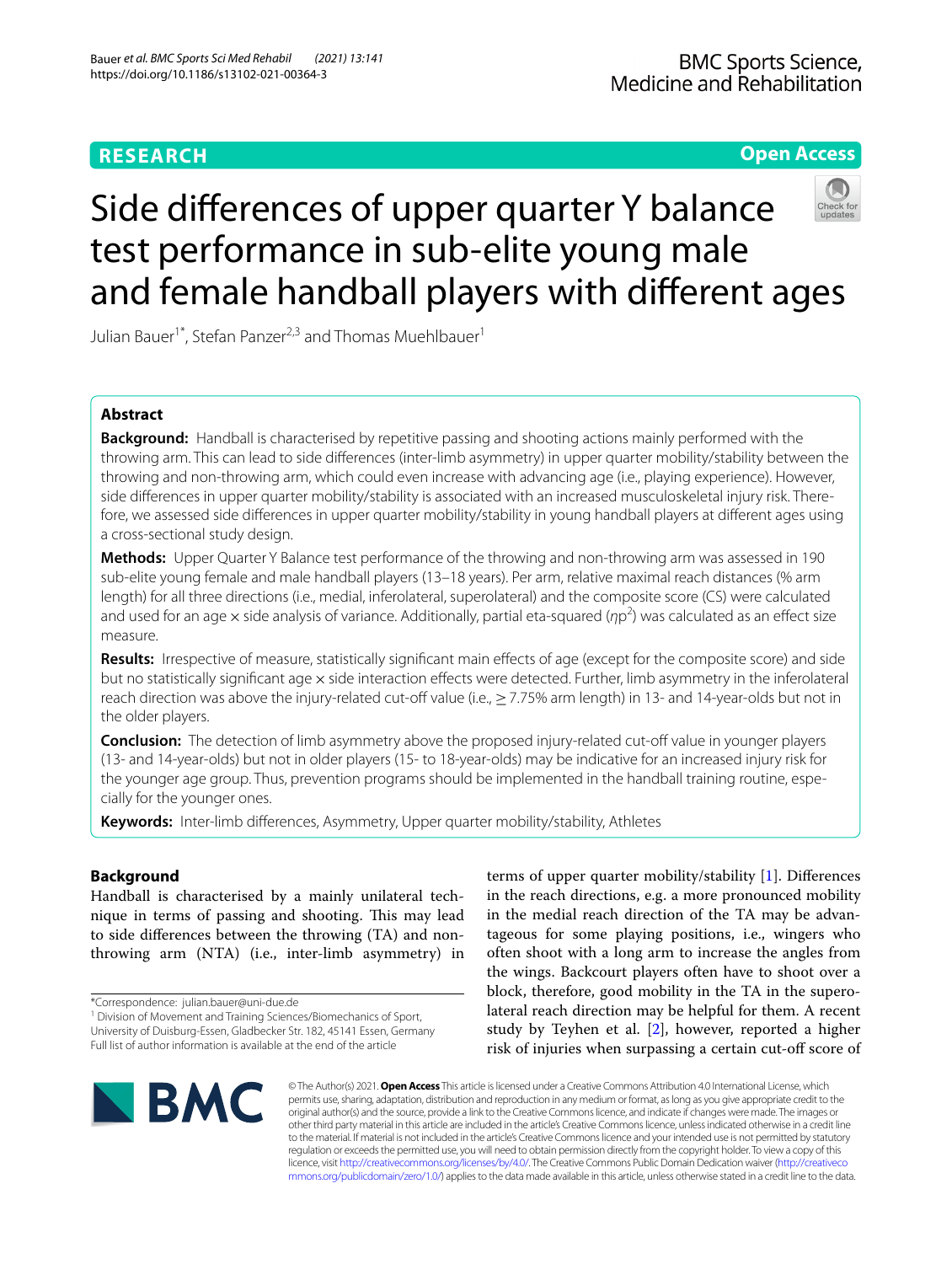# RESEARCH

# Side differences of upper quarter Y balance test performance in sub-elite young male and female handball players with different ages

Julian Bauer[1*], Stefan Panzer[2,3] and Thomas Muehlbauer[1]

## Abstract

**Background:** Handball is characterised by repetitive passing and shooting actions mainly performed with the throwing arm. This can lead to side differences (inter-limb asymmetry) in upper quarter mobility/stability between the throwing and non-throwing arm, which could even increase with advancing age (i.e., playing experience). However, side differences in upper quarter mobility/stability is associated with an increased musculoskeletal injury risk. Therefore, we assessed side differences in upper quarter mobility/stability in young handball players at different ages using a cross-sectional study design.

**Methods:** Upper Quarter Y Balance test performance of the throwing and non-throwing arm was assessed in 190 sub-elite young female and male handball players (13–18 years). Per arm, relative maximal reach distances (% arm length) for all three directions (i.e., medial, inferolateral, superolateral) and the composite score (CS) were calculated and used for an age × side analysis of variance. Additionally, partial eta-squared ($\eta p^2$) was calculated as an effect size measure.

**Results:** Irrespective of measure, statistically significant main effects of age (except for the composite score) and side but no statistically significant age × side interaction effects were detected. Further, limb asymmetry in the inferolateral reach direction was above the injury-related cut-off value (i.e., ≥ 7.75% arm length) in 13- and 14-year-olds but not in the older players.

**Conclusion:** The detection of limb asymmetry above the proposed injury-related cut-off value in younger players (13- and 14-year-olds) but not in older players (15- to 18-year-olds) may be indicative for an increased injury risk for the younger age group. Thus, prevention programs should be implemented in the handball training routine, especially for the younger ones.

**Keywords:** Inter-limb differences, Asymmetry, Upper quarter mobility/stability, Athletes

## Background

Handball is characterised by a mainly unilateral technique in terms of passing and shooting. This may lead to side differences between the throwing (TA) and non-throwing arm (NTA) (i.e., inter-limb asymmetry) in terms of upper quarter mobility/stability [1]. Differences in the reach directions, e.g. a more pronounced mobility in the medial reach direction of the TA may be advantageous for some playing positions, i.e., wingers who often shoot with a long arm to increase the angles from the wings. Backcourt players often have to shoot over a block, therefore, good mobility in the TA in the superolateral reach direction may be helpful for them. A recent study by Teyhen et al. [2], however, reported a higher risk of injuries when surpassing a certain cut-off score of

*Correspondence: julian.bauer@uni-due.de
[1] Division of Movement and Training Sciences/Biomechanics of Sport, University of Duisburg-Essen, Gladbecker Str. 182, 45141 Essen, Germany
Full list of author information is available at the end of the article

© The Author(s) 2021. **Open Access** This article is licensed under a Creative Commons Attribution 4.0 International License, which permits use, sharing, adaptation, distribution and reproduction in any medium or format, as long as you give appropriate credit to the original author(s) and the source, provide a link to the Creative Commons licence, and indicate if changes were made. The images or other third party material in this article are included in the article's Creative Commons licence, unless indicated otherwise in a credit line to the material. If material is not included in the article's Creative Commons licence and your intended use is not permitted by statutory regulation or exceeds the permitted use, you will need to obtain permission directly from the copyright holder. To view a copy of this licence, visit http://creativecommons.org/licenses/by/4.0/. The Creative Commons Public Domain Dedication waiver (http://creativecommons.org/publicdomain/zero/1.0/) applies to the data made available in this article, unless otherwise stated in a credit line to the data.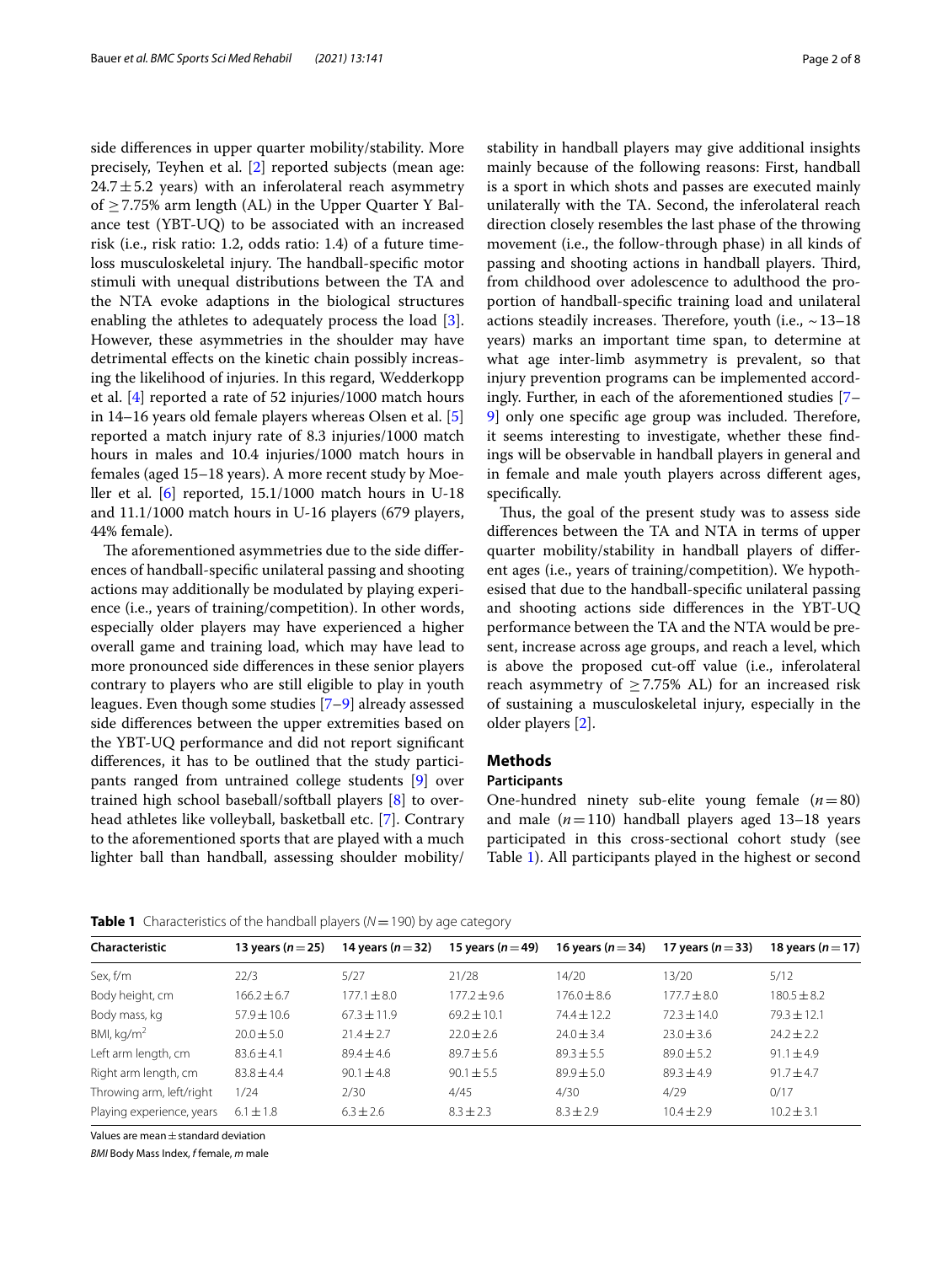side differences in upper quarter mobility/stability. More precisely, Teyhen et al. [2] reported subjects (mean age: $24.7 \pm 5.2$ years) with an inferolateral reach asymmetry of $\geq 7.75\%$ arm length (AL) in the Upper Quarter Y Balance test (YBT-UQ) to be associated with an increased risk (i.e., risk ratio: 1.2, odds ratio: 1.4) of a future time-loss musculoskeletal injury. The handball-specific motor stimuli with unequal distributions between the TA and the NTA evoke adaptions in the biological structures enabling the athletes to adequately process the load [3]. However, these asymmetries in the shoulder may have detrimental effects on the kinetic chain possibly increasing the likelihood of injuries. In this regard, Wedderkopp et al. [4] reported a rate of 52 injuries/1000 match hours in 14–16 years old female players whereas Olsen et al. [5] reported a match injury rate of 8.3 injuries/1000 match hours in males and 10.4 injuries/1000 match hours in females (aged 15–18 years). A more recent study by Moeller et al. [6] reported, 15.1/1000 match hours in U-18 and 11.1/1000 match hours in U-16 players (679 players, 44% female).

The aforementioned asymmetries due to the side differences of handball-specific unilateral passing and shooting actions may additionally be modulated by playing experience (i.e., years of training/competition). In other words, especially older players may have experienced a higher overall game and training load, which may have lead to more pronounced side differences in these senior players contrary to players who are still eligible to play in youth leagues. Even though some studies [7–9] already assessed side differences between the upper extremities based on the YBT-UQ performance and did not report significant differences, it has to be outlined that the study participants ranged from untrained college students [9] over trained high school baseball/softball players [8] to overhead athletes like volleyball, basketball etc. [7]. Contrary to the aforementioned sports that are played with a much lighter ball than handball, assessing shoulder mobility/stability in handball players may give additional insights mainly because of the following reasons: First, handball is a sport in which shots and passes are executed mainly unilaterally with the TA. Second, the inferolateral reach direction closely resembles the last phase of the throwing movement (i.e., the follow-through phase) in all kinds of passing and shooting actions in handball players. Third, from childhood over adolescence to adulthood the proportion of handball-specific training load and unilateral actions steadily increases. Therefore, youth (i.e., ~13–18 years) marks an important time span, to determine at what age inter-limb asymmetry is prevalent, so that injury prevention programs can be implemented accordingly. Further, in each of the aforementioned studies [7–9] only one specific age group was included. Therefore, it seems interesting to investigate, whether these findings will be observable in handball players in general and in female and male youth players across different ages, specifically.

Thus, the goal of the present study was to assess side differences between the TA and NTA in terms of upper quarter mobility/stability in handball players of different ages (i.e., years of training/competition). We hypothesised that due to the handball-specific unilateral passing and shooting actions side differences in the YBT-UQ performance between the TA and the NTA would be present, increase across age groups, and reach a level, which is above the proposed cut-off value (i.e., inferolateral reach asymmetry of $\geq 7.75\%$ AL) for an increased risk of sustaining a musculoskeletal injury, especially in the older players [2].

## Methods

### Participants

One-hundred ninety sub-elite young female ($n = 80$) and male ($n = 110$) handball players aged 13–18 years participated in this cross-sectional cohort study (see Table 1). All participants played in the highest or second

**Table 1** Characteristics of the handball players ($N = 190$) by age category

| Characteristic | 13 years ($n = 25$) | 14 years ($n = 32$) | 15 years ($n = 49$) | 16 years ($n = 34$) | 17 years ($n = 33$) | 18 years ($n = 17$) |
|---|---|---|---|---|---|---|
| Sex, f/m | 22/3 | 5/27 | 21/28 | 14/20 | 13/20 | 5/12 |
| Body height, cm | 166.2 ± 6.7 | 177.1 ± 8.0 | 177.2 ± 9.6 | 176.0 ± 8.6 | 177.7 ± 8.0 | 180.5 ± 8.2 |
| Body mass, kg | 57.9 ± 10.6 | 67.3 ± 11.9 | 69.2 ± 10.1 | 74.4 ± 12.2 | 72.3 ± 14.0 | 79.3 ± 12.1 |
| BMI, kg/m² | 20.0 ± 5.0 | 21.4 ± 2.7 | 22.0 ± 2.6 | 24.0 ± 3.4 | 23.0 ± 3.6 | 24.2 ± 2.2 |
| Left arm length, cm | 83.6 ± 4.1 | 89.4 ± 4.6 | 89.7 ± 5.6 | 89.3 ± 5.5 | 89.0 ± 5.2 | 91.1 ± 4.9 |
| Right arm length, cm | 83.8 ± 4.4 | 90.1 ± 4.8 | 90.1 ± 5.5 | 89.9 ± 5.0 | 89.3 ± 4.9 | 91.7 ± 4.7 |
| Throwing arm, left/right | 1/24 | 2/30 | 4/45 | 4/30 | 4/29 | 0/17 |
| Playing experience, years | 6.1 ± 1.8 | 6.3 ± 2.6 | 8.3 ± 2.3 | 8.3 ± 2.9 | 10.4 ± 2.9 | 10.2 ± 3.1 |

Values are mean ± standard deviation

*BMI* Body Mass Index, *f* female, *m* male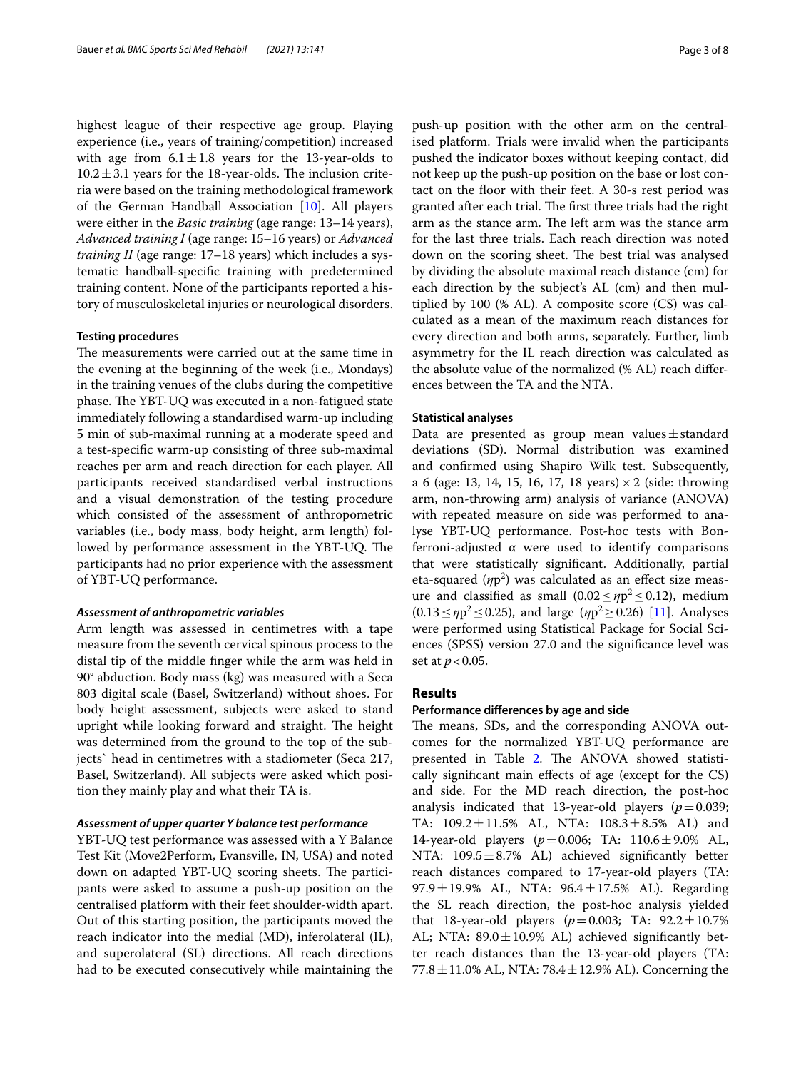highest league of their respective age group. Playing experience (i.e., years of training/competition) increased with age from $6.1 \pm 1.8$ years for the 13-year-olds to $10.2 \pm 3.1$ years for the 18-year-olds. The inclusion criteria were based on the training methodological framework of the German Handball Association [10]. All players were either in the *Basic training* (age range: 13–14 years), *Advanced training I* (age range: 15–16 years) or *Advanced training II* (age range: 17–18 years) which includes a systematic handball-specific training with predetermined training content. None of the participants reported a history of musculoskeletal injuries or neurological disorders.

#### Testing procedures

The measurements were carried out at the same time in the evening at the beginning of the week (i.e., Mondays) in the training venues of the clubs during the competitive phase. The YBT-UQ was executed in a non-fatigued state immediately following a standardised warm-up including 5 min of sub-maximal running at a moderate speed and a test-specific warm-up consisting of three sub-maximal reaches per arm and reach direction for each player. All participants received standardised verbal instructions and a visual demonstration of the testing procedure which consisted of the assessment of anthropometric variables (i.e., body mass, body height, arm length) followed by performance assessment in the YBT-UQ. The participants had no prior experience with the assessment of YBT-UQ performance.

##### *Assessment of anthropometric variables*

Arm length was assessed in centimetres with a tape measure from the seventh cervical spinous process to the distal tip of the middle finger while the arm was held in 90° abduction. Body mass (kg) was measured with a Seca 803 digital scale (Basel, Switzerland) without shoes. For body height assessment, subjects were asked to stand upright while looking forward and straight. The height was determined from the ground to the top of the subjects` head in centimetres with a stadiometer (Seca 217, Basel, Switzerland). All subjects were asked which position they mainly play and what their TA is.

##### *Assessment of upper quarter Y balance test performance*

YBT-UQ test performance was assessed with a Y Balance Test Kit (Move2Perform, Evansville, IN, USA) and noted down on adapted YBT-UQ scoring sheets. The participants were asked to assume a push-up position on the centralised platform with their feet shoulder-width apart. Out of this starting position, the participants moved the reach indicator into the medial (MD), inferolateral (IL), and superolateral (SL) directions. All reach directions had to be executed consecutively while maintaining the push-up position with the other arm on the centralised platform. Trials were invalid when the participants pushed the indicator boxes without keeping contact, did not keep up the push-up position on the base or lost contact on the floor with their feet. A 30-s rest period was granted after each trial. The first three trials had the right arm as the stance arm. The left arm was the stance arm for the last three trials. Each reach direction was noted down on the scoring sheet. The best trial was analysed by dividing the absolute maximal reach distance (cm) for each direction by the subject's AL (cm) and then multiplied by 100 (% AL). A composite score (CS) was calculated as a mean of the maximum reach distances for every direction and both arms, separately. Further, limb asymmetry for the IL reach direction was calculated as the absolute value of the normalized (% AL) reach differences between the TA and the NTA.

#### Statistical analyses

Data are presented as group mean values ± standard deviations (SD). Normal distribution was examined and confirmed using Shapiro Wilk test. Subsequently, a 6 (age: 13, 14, 15, 16, 17, 18 years) × 2 (side: throwing arm, non-throwing arm) analysis of variance (ANOVA) with repeated measure on side was performed to analyse YBT-UQ performance. Post-hoc tests with Bonferroni-adjusted α were used to identify comparisons that were statistically significant. Additionally, partial eta-squared ($\eta p^2$) was calculated as an effect size measure and classified as small ($0.02 \le \eta p^2 \le 0.12$), medium ($0.13 \le \eta p^2 \le 0.25$), and large ($\eta p^2 \ge 0.26$) [11]. Analyses were performed using Statistical Package for Social Sciences (SPSS) version 27.0 and the significance level was set at $p < 0.05$.

## Results

#### Performance differences by age and side

The means, SDs, and the corresponding ANOVA outcomes for the normalized YBT-UQ performance are presented in Table 2. The ANOVA showed statistically significant main effects of age (except for the CS) and side. For the MD reach direction, the post-hoc analysis indicated that 13-year-old players ($p = 0.039$; TA: $109.2 \pm 11.5$% AL, NTA: $108.3 \pm 8.5$% AL) and 14-year-old players ($p = 0.006$; TA: $110.6 \pm 9.0$% AL, NTA: $109.5 \pm 8.7$% AL) achieved significantly better reach distances compared to 17-year-old players (TA: $97.9 \pm 19.9$% AL, NTA: $96.4 \pm 17.5$% AL). Regarding the SL reach direction, the post-hoc analysis yielded that 18-year-old players ($p = 0.003$; TA: $92.2 \pm 10.7$% AL; NTA: $89.0 \pm 10.9$% AL) achieved significantly better reach distances than the 13-year-old players (TA: $77.8 \pm 11.0$% AL, NTA: $78.4 \pm 12.9$% AL). Concerning the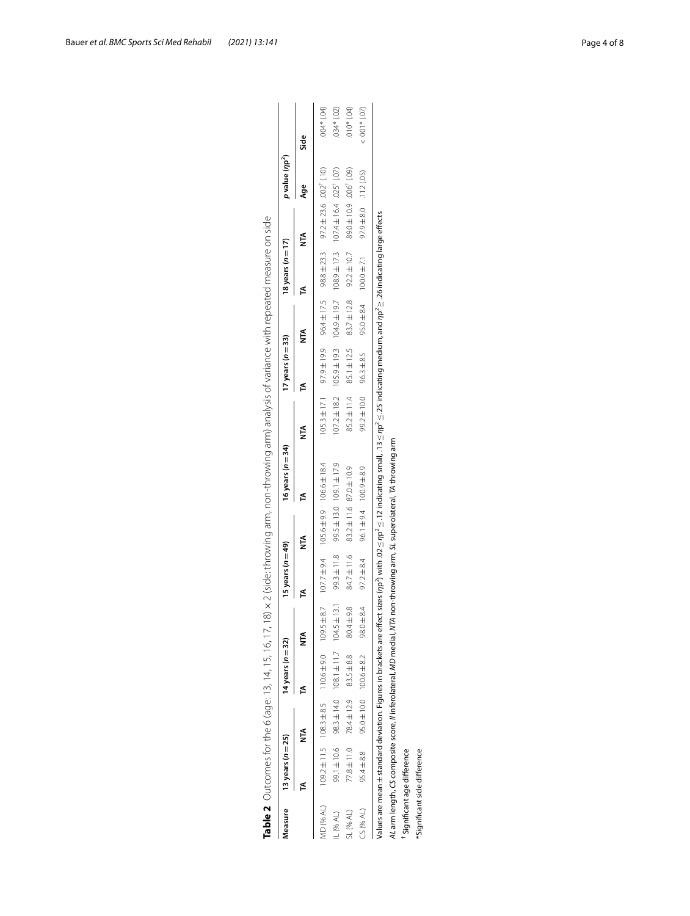**Table 2** Outcomes for the 6 (age: 13, 14, 15, 16, 17, 18) × 2 (side: throwing arm, non-throwing arm) analysis of variance with repeated measure on side

| Measure | 13 years ($n = 25$) | | 14 years ($n = 32$) | | 15 years ($n = 49$) | | 16 years ($n = 34$) | | 17 years ($n = 33$) | | 18 years ($n = 17$) | | p value ($\eta p^2$) | |
|---|---|---|---|---|---|---|---|---|---|---|---|---|---|---|
| | TA | NTA | TA | NTA | TA | NTA | TA | NTA | TA | NTA | TA | NTA | Age | Side |
| MD (% AL) | 109.2 ± 11.5 | 108.3 ± 8.5 | 110.6 ± 9.0 | 109.5 ± 8.7 | 107.7 ± 9.4 | 105.6 ± 9.9 | 106.6 ± 18.4 | 105.3 ± 17.1 | 97.9 ± 19.9 | 96.4 ± 17.5 | 98.8 ± 23.3 | 97.2 ± 23.6 | .002† (.10) | .004* (.04) |
| IL (% AL) | 99.1 ± 10.6 | 98.3 ± 14.0 | 108.1 ± 11.7 | 104.5 ± 13.1 | 99.3 ± 11.8 | 99.5 ± 13.0 | 109.1 ± 17.9 | 107.2 ± 18.2 | 105.9 ± 19.3 | 104.9 ± 19.7 | 108.9 ± 17.3 | 107.4 ± 16.4 | .025† (.07) | .034* (.02) |
| SL (% AL) | 77.8 ± 11.0 | 78.4 ± 12.9 | 83.5 ± 8.8 | 80.4 ± 9.8 | 84.7 ± 11.6 | 83.2 ± 11.6 | 87.0 ± 10.9 | 85.2 ± 11.4 | 85.1 ± 12.5 | 83.7 ± 12.8 | 92.2 ± 10.7 | 89.0 ± 10.9 | .006† (.09) | .010* (.04) |
| CS (% AL) | 95.4 ± 8.8 | 95.0 ± 10.0 | 100.6 ± 8.2 | 98.0 ± 8.4 | 97.2 ± 8.4 | 96.1 ± 9.4 | 100.9 ± 8.9 | 99.2 ± 10.0 | 96.3 ± 8.5 | 95.0 ± 8.4 | 100.0 ± 7.1 | 97.9 ± 8.0 | .112 (.05) | < .001* (.07) |

Values are mean ± standard deviation. Figures in brackets are effect sizes ($\eta p^2$) with $.02 \leq \eta p^2 \leq .12$ indicating small, $.13 \leq \eta p^2 \leq .25$ indicating medium, and $\eta p^2 \geq .26$ indicating large effects

*AL* arm length, *CS* composite score, *IL* inferolateral, *MD* medial, *NTA* non-throwing arm, *SL* superolateral, *TA* throwing arm

† Significant age difference

*Significant side difference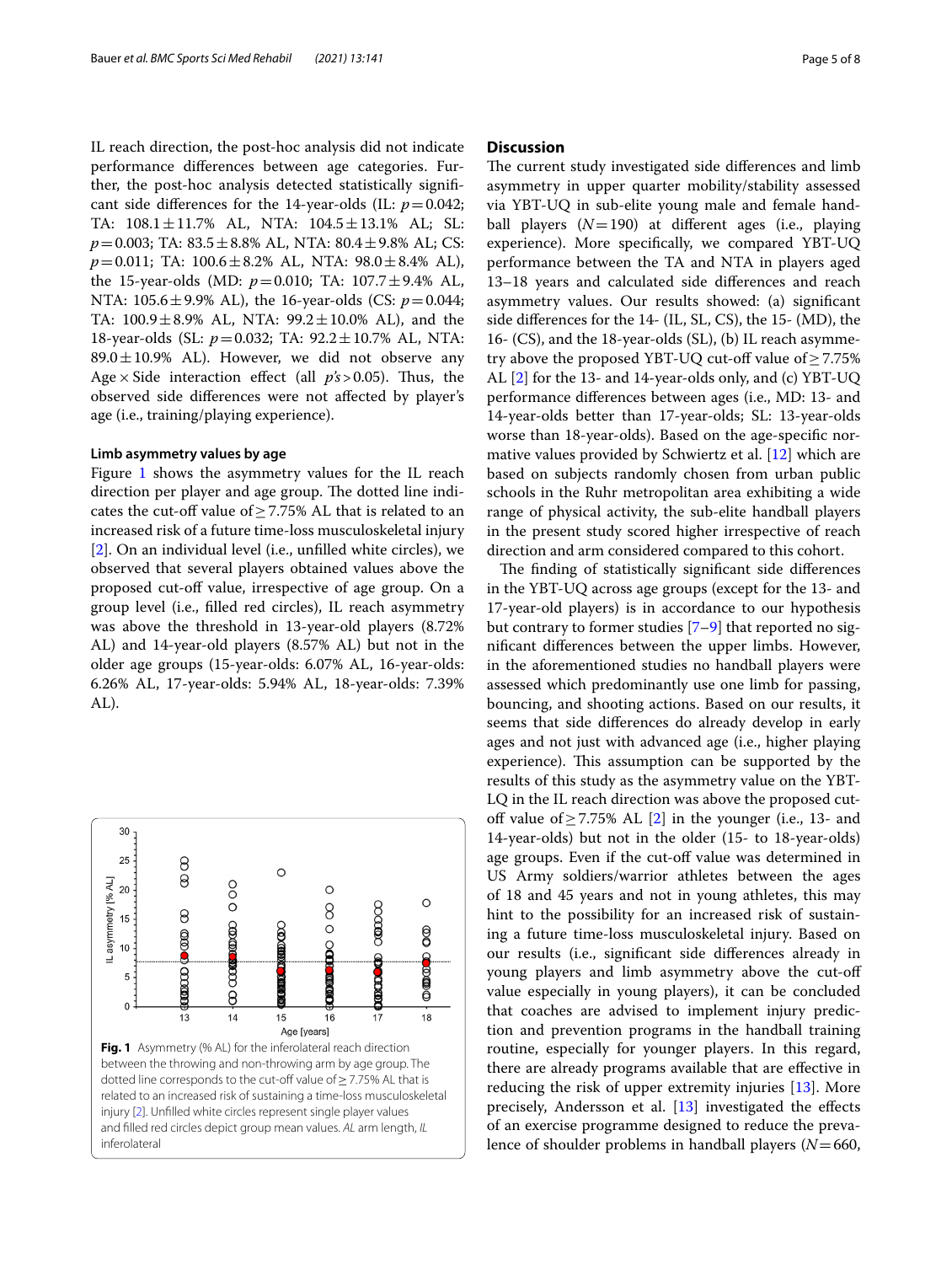IL reach direction, the post-hoc analysis did not indicate performance differences between age categories. Further, the post-hoc analysis detected statistically significant side differences for the 14-year-olds (IL: $p=0.042$; TA: 108.1 ± 11.7% AL, NTA: 104.5 ± 13.1% AL; SL: $p=0.003$; TA: 83.5 ± 8.8% AL, NTA: 80.4 ± 9.8% AL; CS: $p=0.011$; TA: 100.6 ± 8.2% AL, NTA: 98.0 ± 8.4% AL), the 15-year-olds (MD: $p=0.010$; TA: 107.7 ± 9.4% AL, NTA: 105.6 ± 9.9% AL), the 16-year-olds (CS: $p=0.044$; TA: 100.9 ± 8.9% AL, NTA: 99.2 ± 10.0% AL), and the 18-year-olds (SL: $p=0.032$; TA: 92.2 ± 10.7% AL, NTA: 89.0 ± 10.9% AL). However, we did not observe any Age × Side interaction effect (all $p$'s > 0.05). Thus, the observed side differences were not affected by player's age (i.e., training/playing experience).

### Limb asymmetry values by age

Figure 1 shows the asymmetry values for the IL reach direction per player and age group. The dotted line indicates the cut-off value of ≥ 7.75% AL that is related to an increased risk of a future time-loss musculoskeletal injury [2]. On an individual level (i.e., unfilled white circles), we observed that several players obtained values above the proposed cut-off value, irrespective of age group. On a group level (i.e., filled red circles), IL reach asymmetry was above the threshold in 13-year-old players (8.72% AL) and 14-year-old players (8.57% AL) but not in the older age groups (15-year-olds: 6.07% AL, 16-year-olds: 6.26% AL, 17-year-olds: 5.94% AL, 18-year-olds: 7.39% AL).

**Fig. 1** Asymmetry (% AL) for the inferolateral reach direction between the throwing and non-throwing arm by age group. The dotted line corresponds to the cut-off value of ≥ 7.75% AL that is related to an increased risk of sustaining a time-loss musculoskeletal injury [2]. Unfilled white circles represent single player values and filled red circles depict group mean values. *AL* arm length, *IL* inferolateral

## Discussion

The current study investigated side differences and limb asymmetry in upper quarter mobility/stability assessed via YBT-UQ in sub-elite young male and female handball players ($N=190$) at different ages (i.e., playing experience). More specifically, we compared YBT-UQ performance between the TA and NTA in players aged 13–18 years and calculated side differences and reach asymmetry values. Our results showed: (a) significant side differences for the 14- (IL, SL, CS), the 15- (MD), the 16- (CS), and the 18-year-olds (SL), (b) IL reach asymmetry above the proposed YBT-UQ cut-off value of ≥ 7.75% AL [2] for the 13- and 14-year-olds only, and (c) YBT-UQ performance differences between ages (i.e., MD: 13- and 14-year-olds better than 17-year-olds; SL: 13-year-olds worse than 18-year-olds). Based on the age-specific normative values provided by Schwiertz et al. [12] which are based on subjects randomly chosen from urban public schools in the Ruhr metropolitan area exhibiting a wide range of physical activity, the sub-elite handball players in the present study scored higher irrespective of reach direction and arm considered compared to this cohort.

The finding of statistically significant side differences in the YBT-UQ across age groups (except for the 13- and 17-year-old players) is in accordance to our hypothesis but contrary to former studies [7–9] that reported no significant differences between the upper limbs. However, in the aforementioned studies no handball players were assessed which predominantly use one limb for passing, bouncing, and shooting actions. Based on our results, it seems that side differences do already develop in early ages and not just with advanced age (i.e., higher playing experience). This assumption can be supported by the results of this study as the asymmetry value on the YBT-LQ in the IL reach direction was above the proposed cut-off value of ≥ 7.75% AL [2] in the younger (i.e., 13- and 14-year-olds) but not in the older (15- to 18-year-olds) age groups. Even if the cut-off value was determined in US Army soldiers/warrior athletes between the ages of 18 and 45 years and not in young athletes, this may hint to the possibility for an increased risk of sustaining a future time-loss musculoskeletal injury. Based on our results (i.e., significant side differences already in young players and limb asymmetry above the cut-off value especially in young players), it can be concluded that coaches are advised to implement injury prediction and prevention programs in the handball training routine, especially for younger players. In this regard, there are already programs available that are effective in reducing the risk of upper extremity injuries [13]. More precisely, Andersson et al. [13] investigated the effects of an exercise programme designed to reduce the prevalence of shoulder problems in handball players ($N=660$,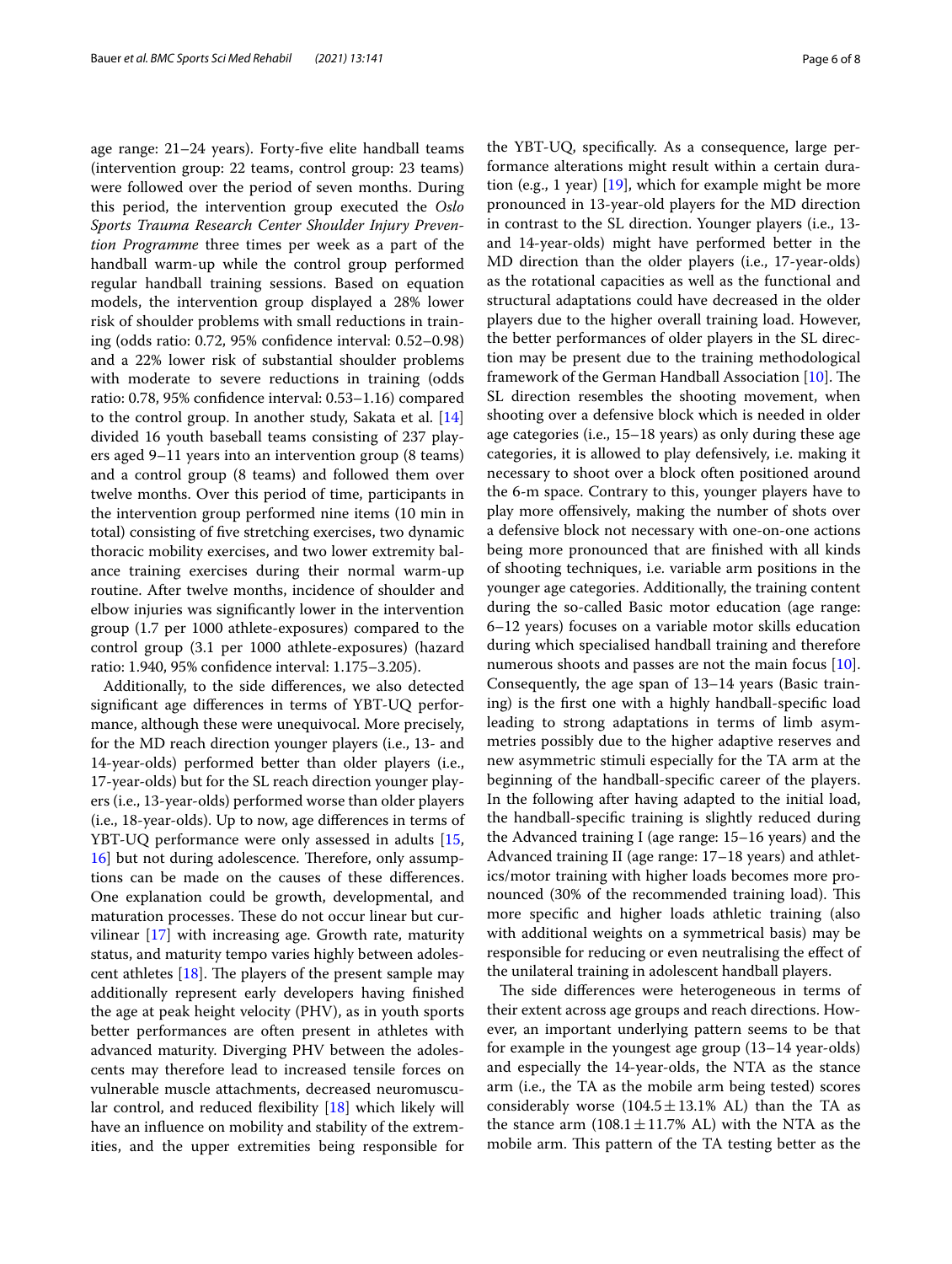age range: 21–24 years). Forty-five elite handball teams (intervention group: 22 teams, control group: 23 teams) were followed over the period of seven months. During this period, the intervention group executed the *Oslo Sports Trauma Research Center Shoulder Injury Prevention Programme* three times per week as a part of the handball warm-up while the control group performed regular handball training sessions. Based on equation models, the intervention group displayed a 28% lower risk of shoulder problems with small reductions in training (odds ratio: 0.72, 95% confidence interval: 0.52–0.98) and a 22% lower risk of substantial shoulder problems with moderate to severe reductions in training (odds ratio: 0.78, 95% confidence interval: 0.53–1.16) compared to the control group. In another study, Sakata et al. [14] divided 16 youth baseball teams consisting of 237 players aged 9–11 years into an intervention group (8 teams) and a control group (8 teams) and followed them over twelve months. Over this period of time, participants in the intervention group performed nine items (10 min in total) consisting of five stretching exercises, two dynamic thoracic mobility exercises, and two lower extremity balance training exercises during their normal warm-up routine. After twelve months, incidence of shoulder and elbow injuries was significantly lower in the intervention group (1.7 per 1000 athlete-exposures) compared to the control group (3.1 per 1000 athlete-exposures) (hazard ratio: 1.940, 95% confidence interval: 1.175–3.205).

Additionally, to the side differences, we also detected significant age differences in terms of YBT-UQ performance, although these were unequivocal. More precisely, for the MD reach direction younger players (i.e., 13- and 14-year-olds) performed better than older players (i.e., 17-year-olds) but for the SL reach direction younger players (i.e., 13-year-olds) performed worse than older players (i.e., 18-year-olds). Up to now, age differences in terms of YBT-UQ performance were only assessed in adults [15, 16] but not during adolescence. Therefore, only assumptions can be made on the causes of these differences. One explanation could be growth, developmental, and maturation processes. These do not occur linear but curvilinear [17] with increasing age. Growth rate, maturity status, and maturity tempo varies highly between adolescent athletes [18]. The players of the present sample may additionally represent early developers having finished the age at peak height velocity (PHV), as in youth sports better performances are often present in athletes with advanced maturity. Diverging PHV between the adolescents may therefore lead to increased tensile forces on vulnerable muscle attachments, decreased neuromuscular control, and reduced flexibility [18] which likely will have an influence on mobility and stability of the extremities, and the upper extremities being responsible for the YBT-UQ, specifically. As a consequence, large performance alterations might result within a certain duration (e.g., 1 year) [19], which for example might be more pronounced in 13-year-old players for the MD direction in contrast to the SL direction. Younger players (i.e., 13- and 14-year-olds) might have performed better in the MD direction than the older players (i.e., 17-year-olds) as the rotational capacities as well as the functional and structural adaptations could have decreased in the older players due to the higher overall training load. However, the better performances of older players in the SL direction may be present due to the training methodological framework of the German Handball Association [10]. The SL direction resembles the shooting movement, when shooting over a defensive block which is needed in older age categories (i.e., 15–18 years) as only during these age categories, it is allowed to play defensively, i.e. making it necessary to shoot over a block often positioned around the 6-m space. Contrary to this, younger players have to play more offensively, making the number of shots over a defensive block not necessary with one-on-one actions being more pronounced that are finished with all kinds of shooting techniques, i.e. variable arm positions in the younger age categories. Additionally, the training content during the so-called Basic motor education (age range: 6–12 years) focuses on a variable motor skills education during which specialised handball training and therefore numerous shoots and passes are not the main focus [10]. Consequently, the age span of 13–14 years (Basic training) is the first one with a highly handball-specific load leading to strong adaptations in terms of limb asymmetries possibly due to the higher adaptive reserves and new asymmetric stimuli especially for the TA arm at the beginning of the handball-specific career of the players. In the following after having adapted to the initial load, the handball-specific training is slightly reduced during the Advanced training I (age range: 15–16 years) and the Advanced training II (age range: 17–18 years) and athletics/motor training with higher loads becomes more pronounced (30% of the recommended training load). This more specific and higher loads athletic training (also with additional weights on a symmetrical basis) may be responsible for reducing or even neutralising the effect of the unilateral training in adolescent handball players.

The side differences were heterogeneous in terms of their extent across age groups and reach directions. However, an important underlying pattern seems to be that for example in the youngest age group (13–14 year-olds) and especially the 14-year-olds, the NTA as the stance arm (i.e., the TA as the mobile arm being tested) scores considerably worse ($104.5 \pm 13.1$% AL) than the TA as the stance arm ($108.1 \pm 11.7$% AL) with the NTA as the mobile arm. This pattern of the TA testing better as the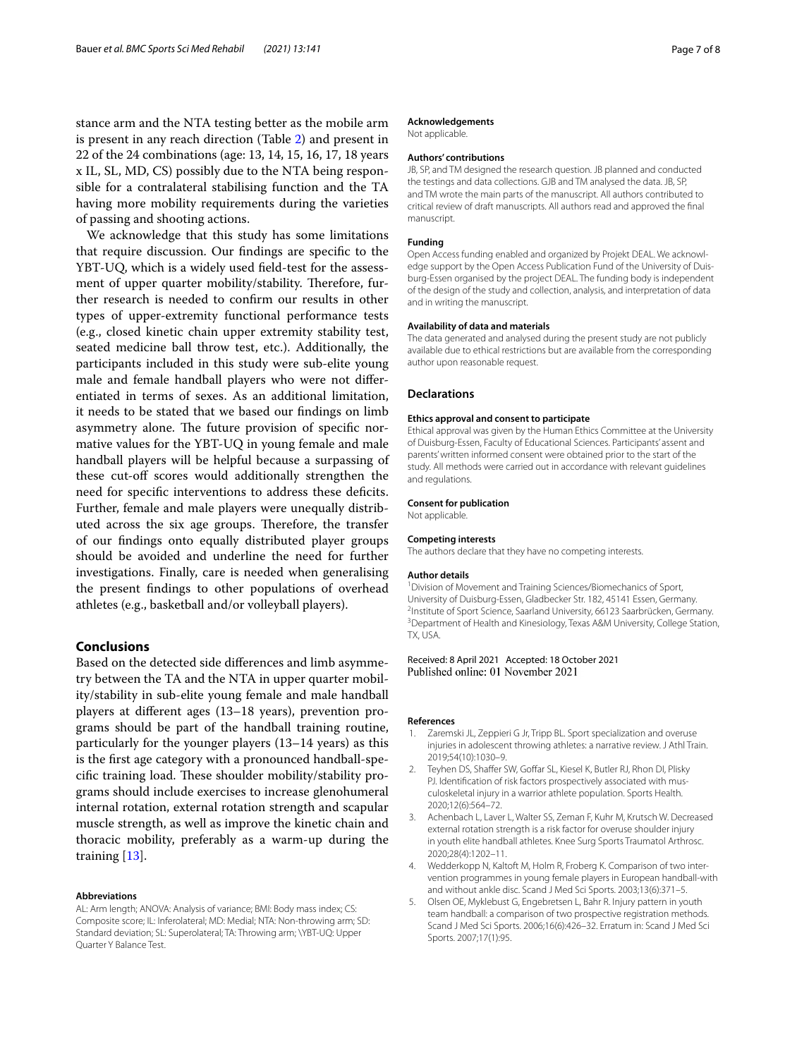stance arm and the NTA testing better as the mobile arm is present in any reach direction (Table 2) and present in 22 of the 24 combinations (age: 13, 14, 15, 16, 17, 18 years x IL, SL, MD, CS) possibly due to the NTA being responsible for a contralateral stabilising function and the TA having more mobility requirements during the varieties of passing and shooting actions.

We acknowledge that this study has some limitations that require discussion. Our findings are specific to the YBT-UQ, which is a widely used field-test for the assessment of upper quarter mobility/stability. Therefore, further research is needed to confirm our results in other types of upper-extremity functional performance tests (e.g., closed kinetic chain upper extremity stability test, seated medicine ball throw test, etc.). Additionally, the participants included in this study were sub-elite young male and female handball players who were not differentiated in terms of sexes. As an additional limitation, it needs to be stated that we based our findings on limb asymmetry alone. The future provision of specific normative values for the YBT-UQ in young female and male handball players will be helpful because a surpassing of these cut-off scores would additionally strengthen the need for specific interventions to address these deficits. Further, female and male players were unequally distributed across the six age groups. Therefore, the transfer of our findings onto equally distributed player groups should be avoided and underline the need for further investigations. Finally, care is needed when generalising the present findings to other populations of overhead athletes (e.g., basketball and/or volleyball players).

## Conclusions

Based on the detected side differences and limb asymmetry between the TA and the NTA in upper quarter mobility/stability in sub-elite young female and male handball players at different ages (13–18 years), prevention programs should be part of the handball training routine, particularly for the younger players (13–14 years) as this is the first age category with a pronounced handball-specific training load. These shoulder mobility/stability programs should include exercises to increase glenohumeral internal rotation, external rotation strength and scapular muscle strength, as well as improve the kinetic chain and thoracic mobility, preferably as a warm-up during the training [13].

#### Abbreviations

AL: Arm length; ANOVA: Analysis of variance; BMI: Body mass index; CS: Composite score; IL: Inferolateral; MD: Medial; NTA: Non-throwing arm; SD: Standard deviation; SL: Superolateral; TA: Throwing arm; \YBT-UQ: Upper Quarter Y Balance Test.

#### Acknowledgements

Not applicable.

#### Authors' contributions

JB, SP, and TM designed the research question. JB planned and conducted the testings and data collections. GJB and TM analysed the data. JB, SP, and TM wrote the main parts of the manuscript. All authors contributed to critical review of draft manuscripts. All authors read and approved the final manuscript.

#### Funding

Open Access funding enabled and organized by Projekt DEAL. We acknowledge support by the Open Access Publication Fund of the University of Duisburg-Essen organised by the project DEAL. The funding body is independent of the design of the study and collection, analysis, and interpretation of data and in writing the manuscript.

#### Availability of data and materials

The data generated and analysed during the present study are not publicly available due to ethical restrictions but are available from the corresponding author upon reasonable request.

### Declarations

#### Ethics approval and consent to participate

Ethical approval was given by the Human Ethics Committee at the University of Duisburg-Essen, Faculty of Educational Sciences. Participants' assent and parents' written informed consent were obtained prior to the start of the study. All methods were carried out in accordance with relevant guidelines and regulations.

#### Consent for publication

Not applicable.

#### Competing interests

The authors declare that they have no competing interests.

#### Author details

[1] Division of Movement and Training Sciences/Biomechanics of Sport, University of Duisburg-Essen, Gladbecker Str. 182, 45141 Essen, Germany. [2] Institute of Sport Science, Saarland University, 66123 Saarbrücken, Germany. [3] Department of Health and Kinesiology, Texas A&M University, College Station, TX, USA.

Received: 8 April 2021 Accepted: 18 October 2021
Published online: 01 November 2021

#### References

1. Zaremski JL, Zeppieri G Jr, Tripp BL. Sport specialization and overuse injuries in adolescent throwing athletes: a narrative review. J Athl Train. 2019;54(10):1030–9.
2. Teyhen DS, Shaffer SW, Goffar SL, Kiesel K, Butler RJ, Rhon DI, Plisky PJ. Identification of risk factors prospectively associated with musculoskeletal injury in a warrior athlete population. Sports Health. 2020;12(6):564–72.
3. Achenbach L, Laver L, Walter SS, Zeman F, Kuhr M, Krutsch W. Decreased external rotation strength is a risk factor for overuse shoulder injury in youth elite handball athletes. Knee Surg Sports Traumatol Arthrosc. 2020;28(4):1202–11.
4. Wedderkopp N, Kaltoft M, Holm R, Froberg K. Comparison of two intervention programmes in young female players in European handball-with and without ankle disc. Scand J Med Sci Sports. 2003;13(6):371–5.
5. Olsen OE, Myklebust G, Engebretsen L, Bahr R. Injury pattern in youth team handball: a comparison of two prospective registration methods. Scand J Med Sci Sports. 2006;16(6):426–32. Erratum in: Scand J Med Sci Sports. 2007;17(1):95.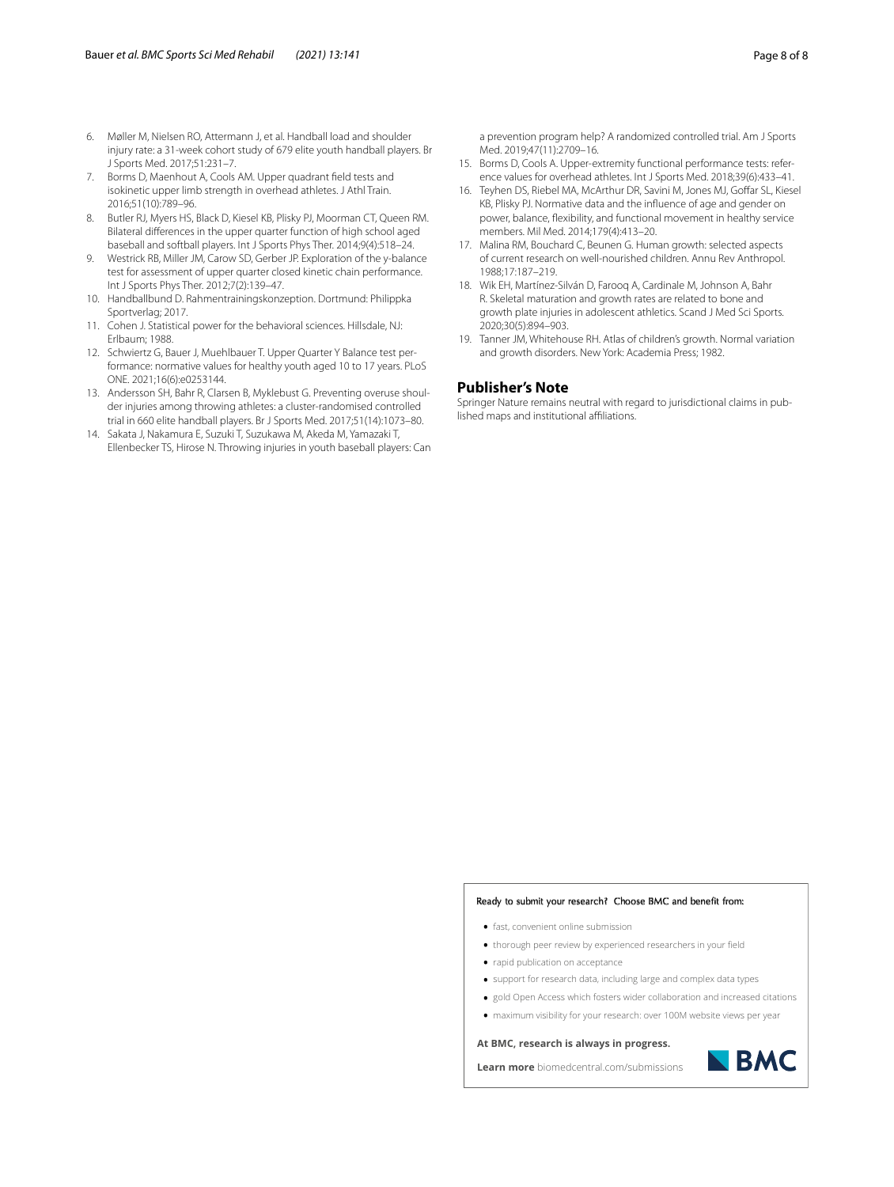6. Møller M, Nielsen RO, Attermann J, et al. Handball load and shoulder injury rate: a 31-week cohort study of 679 elite youth handball players. Br J Sports Med. 2017;51:231–7.
7. Borms D, Maenhout A, Cools AM. Upper quadrant field tests and isokinetic upper limb strength in overhead athletes. J Athl Train. 2016;51(10):789–96.
8. Butler RJ, Myers HS, Black D, Kiesel KB, Plisky PJ, Moorman CT, Queen RM. Bilateral differences in the upper quarter function of high school aged baseball and softball players. Int J Sports Phys Ther. 2014;9(4):518–24.
9. Westrick RB, Miller JM, Carow SD, Gerber JP. Exploration of the y-balance test for assessment of upper quarter closed kinetic chain performance. Int J Sports Phys Ther. 2012;7(2):139–47.
10. Handballbund D. Rahmentrainingskonzeption. Dortmund: Philippka Sportverlag; 2017.
11. Cohen J. Statistical power for the behavioral sciences. Hillsdale, NJ: Erlbaum; 1988.
12. Schwiertz G, Bauer J, Muehlbauer T. Upper Quarter Y Balance test performance: normative values for healthy youth aged 10 to 17 years. PLoS ONE. 2021;16(6):e0253144.
13. Andersson SH, Bahr R, Clarsen B, Myklebust G. Preventing overuse shoulder injuries among throwing athletes: a cluster-randomised controlled trial in 660 elite handball players. Br J Sports Med. 2017;51(14):1073–80.
14. Sakata J, Nakamura E, Suzuki T, Suzukawa M, Akeda M, Yamazaki T, Ellenbecker TS, Hirose N. Throwing injuries in youth baseball players: Can a prevention program help? A randomized controlled trial. Am J Sports Med. 2019;47(11):2709–16.
15. Borms D, Cools A. Upper-extremity functional performance tests: reference values for overhead athletes. Int J Sports Med. 2018;39(6):433–41.
16. Teyhen DS, Riebel MA, McArthur DR, Savini M, Jones MJ, Goffar SL, Kiesel KB, Plisky PJ. Normative data and the influence of age and gender on power, balance, flexibility, and functional movement in healthy service members. Mil Med. 2014;179(4):413–20.
17. Malina RM, Bouchard C, Beunen G. Human growth: selected aspects of current research on well-nourished children. Annu Rev Anthropol. 1988;17:187–219.
18. Wik EH, Martínez-Silván D, Farooq A, Cardinale M, Johnson A, Bahr R. Skeletal maturation and growth rates are related to bone and growth plate injuries in adolescent athletics. Scand J Med Sci Sports. 2020;30(5):894–903.
19. Tanner JM, Whitehouse RH. Atlas of children's growth. Normal variation and growth disorders. New York: Academia Press; 1982.

## Publisher's Note

Springer Nature remains neutral with regard to jurisdictional claims in published maps and institutional affiliations.

Ready to submit your research? Choose BMC and benefit from:

- fast, convenient online submission
- thorough peer review by experienced researchers in your field
- rapid publication on acceptance
- support for research data, including large and complex data types
- gold Open Access which fosters wider collaboration and increased citations
- maximum visibility for your research: over 100M website views per year

**At BMC, research is always in progress.**

**Learn more** biomedcentral.com/submissions

BMC